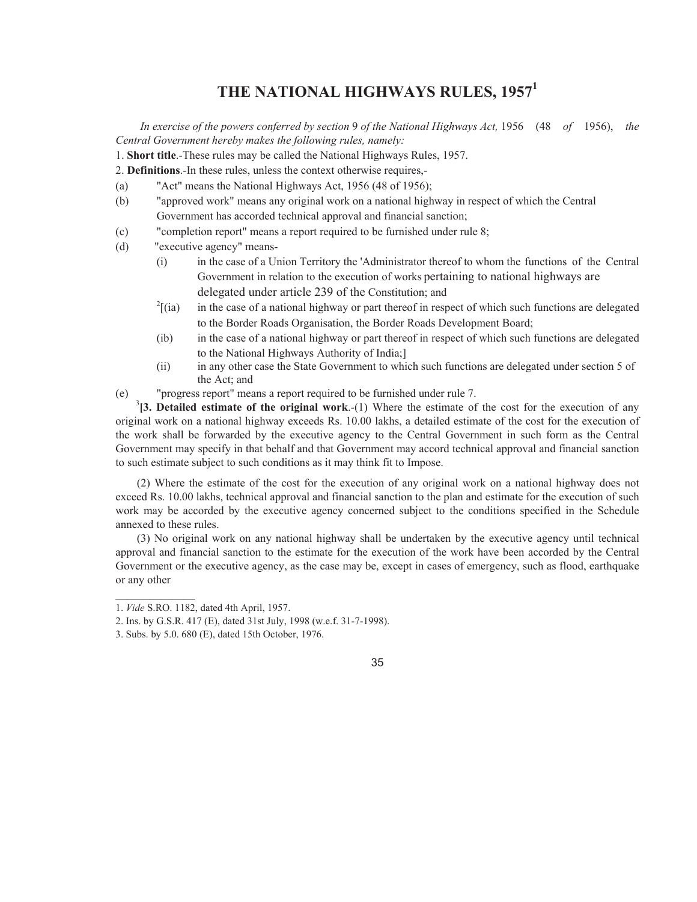# THE NATIONAL HIGHWAYS RULES, 1957[1]

*In exercise of the powers conferred by section* 9 *of the National Highways Act,* 1956 (48 *of* 1956), *the Central Government hereby makes the following rules, namely:*

1. **Short title**.-These rules may be called the National Highways Rules, 1957.

2. **Definitions**.-In these rules, unless the context otherwise requires,-

(a) "Act" means the National Highways Act, 1956 (48 of 1956);

(b) "approved work" means any original work on a national highway in respect of which the Central Government has accorded technical approval and financial sanction;

(c) "completion report" means a report required to be furnished under rule 8;

(d) "executive agency" means-

- (i) in the case of a Union Territory the 'Administrator thereof to whom the functions of the Central Government in relation to the execution of works pertaining to national highways are delegated under article 239 of the Constitution; and
- [2][(ia) in the case of a national highway or part thereof in respect of which such functions are delegated to the Border Roads Organisation, the Border Roads Development Board;
- (ib) in the case of a national highway or part thereof in respect of which such functions are delegated to the National Highways Authority of India;]
- (ii) in any other case the State Government to which such functions are delegated under section 5 of the Act; and

(e) "progress report" means a report required to be furnished under rule 7.

[3]**[3. Detailed estimate of the original work**.-(1) Where the estimate of the cost for the execution of any original work on a national highway exceeds Rs. 10.00 lakhs, a detailed estimate of the cost for the execution of the work shall be forwarded by the executive agency to the Central Government in such form as the Central Government may specify in that behalf and that Government may accord technical approval and financial sanction to such estimate subject to such conditions as it may think fit to Impose.

(2) Where the estimate of the cost for the execution of any original work on a national highway does not exceed Rs. 10.00 lakhs, technical approval and financial sanction to the plan and estimate for the execution of such work may be accorded by the executive agency concerned subject to the conditions specified in the Schedule annexed to these rules.

(3) No original work on any national highway shall be undertaken by the executive agency until technical approval and financial sanction to the estimate for the execution of the work have been accorded by the Central Government or the executive agency, as the case may be, except in cases of emergency, such as flood, earthquake or any other

---

1. *Vide* S.RO. 1182, dated 4th April, 1957.
2. Ins. by G.S.R. 417 (E), dated 31st July, 1998 (w.e.f. 31-7-1998).
3. Subs. by 5.0. 680 (E), dated 15th October, 1976.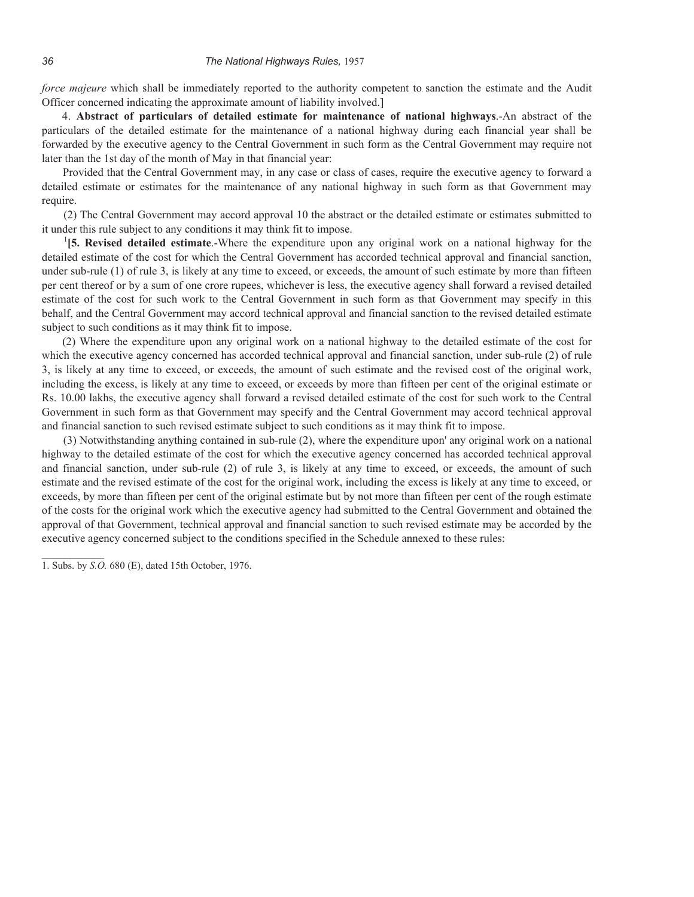*force majeure* which shall be immediately reported to the authority competent to sanction the estimate and the Audit Officer concerned indicating the approximate amount of liability involved.]

4. **Abstract of particulars of detailed estimate for maintenance of national highways**.-An abstract of the particulars of the detailed estimate for the maintenance of a national highway during each financial year shall be forwarded by the executive agency to the Central Government in such form as the Central Government may require not later than the 1st day of the month of May in that financial year:

Provided that the Central Government may, in any case or class of cases, require the executive agency to forward a detailed estimate or estimates for the maintenance of any national highway in such form as that Government may require.

(2) The Central Government may accord approval 10 the abstract or the detailed estimate or estimates submitted to it under this rule subject to any conditions it may think fit to impose.

[1]**[5. Revised detailed estimate**.-Where the expenditure upon any original work on a national highway for the detailed estimate of the cost for which the Central Government has accorded technical approval and financial sanction, under sub-rule (1) of rule 3, is likely at any time to exceed, or exceeds, the amount of such estimate by more than fifteen per cent thereof or by a sum of one crore rupees, whichever is less, the executive agency shall forward a revised detailed estimate of the cost for such work to the Central Government in such form as that Government may specify in this behalf, and the Central Government may accord technical approval and financial sanction to the revised detailed estimate subject to such conditions as it may think fit to impose.

(2) Where the expenditure upon any original work on a national highway to the detailed estimate of the cost for which the executive agency concerned has accorded technical approval and financial sanction, under sub-rule (2) of rule 3, is likely at any time to exceed, or exceeds, the amount of such estimate and the revised cost of the original work, including the excess, is likely at any time to exceed, or exceeds by more than fifteen per cent of the original estimate or Rs. 10.00 lakhs, the executive agency shall forward a revised detailed estimate of the cost for such work to the Central Government in such form as that Government may specify and the Central Government may accord technical approval and financial sanction to such revised estimate subject to such conditions as it may think fit to impose.

(3) Notwithstanding anything contained in sub-rule (2), where the expenditure upon' any original work on a national highway to the detailed estimate of the cost for which the executive agency concerned has accorded technical approval and financial sanction, under sub-rule (2) of rule 3, is likely at any time to exceed, or exceeds, the amount of such estimate and the revised estimate of the cost for the original work, including the excess is likely at any time to exceed, or exceeds, by more than fifteen per cent of the original estimate but by not more than fifteen per cent of the rough estimate of the costs for the original work which the executive agency had submitted to the Central Government and obtained the approval of that Government, technical approval and financial sanction to such revised estimate may be accorded by the executive agency concerned subject to the conditions specified in the Schedule annexed to these rules:

---

1. Subs. by *S.O.* 680 (E), dated 15th October, 1976.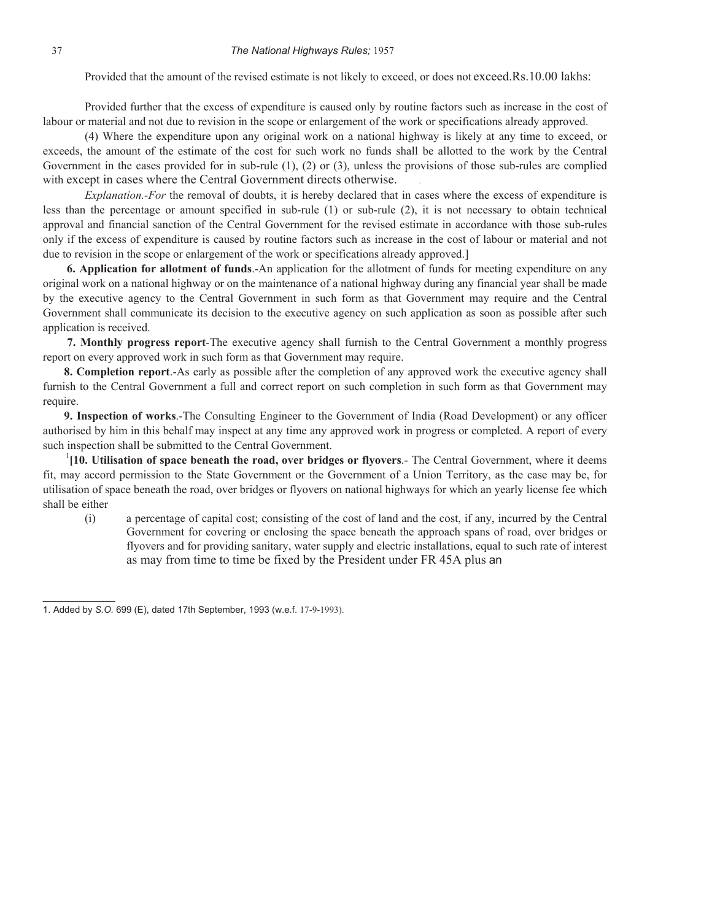Provided that the amount of the revised estimate is not likely to exceed, or does not exceed.Rs.10.00 lakhs:

Provided further that the excess of expenditure is caused only by routine factors such as increase in the cost of labour or material and not due to revision in the scope or enlargement of the work or specifications already approved.

(4) Where the expenditure upon any original work on a national highway is likely at any time to exceed, or exceeds, the amount of the estimate of the cost for such work no funds shall be allotted to the work by the Central Government in the cases provided for in sub-rule (1), (2) or (3), unless the provisions of those sub-rules are complied with except in cases where the Central Government directs otherwise.

*Explanation.-For* the removal of doubts, it is hereby declared that in cases where the excess of expenditure is less than the percentage or amount specified in sub-rule (1) or sub-rule (2), it is not necessary to obtain technical approval and financial sanction of the Central Government for the revised estimate in accordance with those sub-rules only if the excess of expenditure is caused by routine factors such as increase in the cost of labour or material and not due to revision in the scope or enlargement of the work or specifications already approved.]

**6. Application for allotment of funds**.-An application for the allotment of funds for meeting expenditure on any original work on a national highway or on the maintenance of a national highway during any financial year shall be made by the executive agency to the Central Government in such form as that Government may require and the Central Government shall communicate its decision to the executive agency on such application as soon as possible after such application is received.

**7. Monthly progress report**-The executive agency shall furnish to the Central Government a monthly progress report on every approved work in such form as that Government may require.

**8. Completion report**.-As early as possible after the completion of any approved work the executive agency shall furnish to the Central Government a full and correct report on such completion in such form as that Government may require.

**9. Inspection of works**.-The Consulting Engineer to the Government of India (Road Development) or any officer authorised by him in this behalf may inspect at any time any approved work in progress or completed. A report of every such inspection shall be submitted to the Central Government.

[1]**[10. Utilisation of space beneath the road, over bridges or flyovers**.- The Central Government, where it deems fit, may accord permission to the State Government or the Government of a Union Territory, as the case may be, for utilisation of space beneath the road, over bridges or flyovers on national highways for which an yearly license fee which shall be either

(i) a percentage of capital cost; consisting of the cost of land and the cost, if any, incurred by the Central Government for covering or enclosing the space beneath the approach spans of road, over bridges or flyovers and for providing sanitary, water supply and electric installations, equal to such rate of interest as may from time to time be fixed by the President under FR 45A plus an

1. Added by *S.O.* 699 (E), dated 17th September, 1993 (w.e.f. 17-9-1993).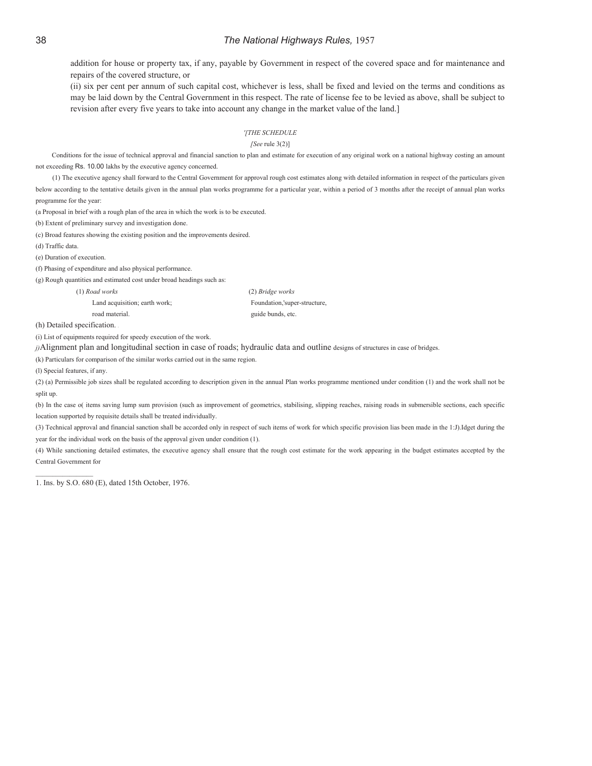addition for house or property tax, if any, payable by Government in respect of the covered space and for maintenance and repairs of the covered structure, or

(ii) six per cent per annum of such capital cost, whichever is less, shall be fixed and levied on the terms and conditions as may be laid down by the Central Government in this respect. The rate of license fee to be levied as above, shall be subject to revision after every five years to take into account any change in the market value of the land.]

*'[THE SCHEDULE*

*[See* rule 3(2)]

Conditions for the issue of technical approval and financial sanction to plan and estimate for execution of any original work on a national highway costing an amount not exceeding Rs. 10.00 lakhs by the executive agency concerned.

(1) The executive agency shall forward to the Central Government for approval rough cost estimates along with detailed information in respect of the particulars given below according to the tentative details given in the annual plan works programme for a particular year, within a period of 3 months after the receipt of annual plan works programme for the year:

(a Proposal in brief with a rough plan of the area in which the work is to be executed.

(b) Extent of preliminary survey and investigation done.

(c) Broad features showing the existing position and the improvements desired.

(d) Traffic data.

(e) Duration of execution.

(f) Phasing of expenditure and also physical performance.

(g) Rough quantities and estimated cost under broad headings such as:

(1) *Road works*
Land acquisition; earth work;
road material.

(2) *Bridge works*
Foundation,'super-structure,
guide bunds, etc.

(h) Detailed specification.

(i) List of equipments required for speedy execution of the work.

*j)*Alignment plan and longitudinal section in case of roads; hydraulic data and outline designs of structures in case of bridges.

(k) Particulars for comparison of the similar works carried out in the same region.

(l) Special features, if any.

(2) (a) Permissible job sizes shall be regulated according to description given in the annual Plan works programme mentioned under condition (1) and the work shall not be split up.

(b) In the case o( items saving lump sum provision (such as improvement of geometrics, stabilising, slipping reaches, raising roads in submersible sections, each specific location supported by requisite details shall be treated individually.

(3) Technical approval and financial sanction shall be accorded only in respect of such items of work for which specific provision lias been made in the 1:J).Idget during the year for the individual work on the basis of the approval given under condition (1).

(4) While sanctioning detailed estimates, the executive agency shall ensure that the rough cost estimate for the work appearing in the budget estimates accepted by the Central Government for

---

1. Ins. by S.O. 680 (E), dated 15th October, 1976.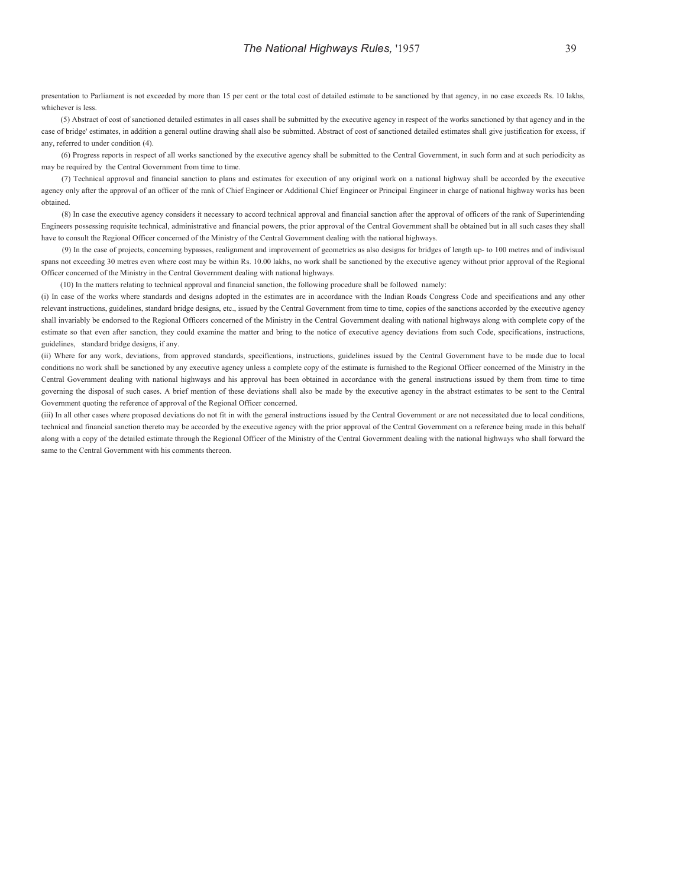presentation to Parliament is not exceeded by more than 15 per cent or the total cost of detailed estimate to be sanctioned by that agency, in no case exceeds Rs. 10 lakhs, whichever is less.

(5) Abstract of cost of sanctioned detailed estimates in all cases shall be submitted by the executive agency in respect of the works sanctioned by that agency and in the case of bridge' estimates, in addition a general outline drawing shall also be submitted. Abstract of cost of sanctioned detailed estimates shall give justification for excess, if any, referred to under condition (4).

(6) Progress reports in respect of all works sanctioned by the executive agency shall be submitted to the Central Government, in such form and at such periodicity as may be required by the Central Government from time to time.

(7) Technical approval and financial sanction to plans and estimates for execution of any original work on a national highway shall be accorded by the executive agency only after the approval of an officer of the rank of Chief Engineer or Additional Chief Engineer or Principal Engineer in charge of national highway works has been obtained.

(8) In case the executive agency considers it necessary to accord technical approval and financial sanction after the approval of officers of the rank of Superintending Engineers possessing requisite technical, administrative and financial powers, the prior approval of the Central Government shall be obtained but in all such cases they shall have to consult the Regional Officer concerned of the Ministry of the Central Government dealing with the national highways.

(9) In the case of projects, concerning bypasses, realignment and improvement of geometrics as also designs for bridges of length up- to 100 metres and of indivisual spans not exceeding 30 metres even where cost may be within Rs. 10.00 lakhs, no work shall be sanctioned by the executive agency without prior approval of the Regional Officer concerned of the Ministry in the Central Government dealing with national highways.

(10) In the matters relating to technical approval and financial sanction, the following procedure shall be followed namely:

(i) In case of the works where standards and designs adopted in the estimates are in accordance with the Indian Roads Congress Code and specifications and any other relevant instructions, guidelines, standard bridge designs, etc., issued by the Central Government from time to time, copies of the sanctions accorded by the executive agency shall invariably be endorsed to the Regional Officers concerned of the Ministry in the Central Government dealing with national highways along with complete copy of the estimate so that even after sanction, they could examine the matter and bring to the notice of executive agency deviations from such Code, specifications, instructions, guidelines, standard bridge designs, if any.

(ii) Where for any work, deviations, from approved standards, specifications, instructions, guidelines issued by the Central Government have to be made due to local conditions no work shall be sanctioned by any executive agency unless a complete copy of the estimate is furnished to the Regional Officer concerned of the Ministry in the Central Government dealing with national highways and his approval has been obtained in accordance with the general instructions issued by them from time to time governing the disposal of such cases. A brief mention of these deviations shall also be made by the executive agency in the abstract estimates to be sent to the Central Government quoting the reference of approval of the Regional Officer concerned.

(iii) In all other cases where proposed deviations do not fit in with the general instructions issued by the Central Government or are not necessitated due to local conditions, technical and financial sanction thereto may be accorded by the executive agency with the prior approval of the Central Government on a reference being made in this behalf along with a copy of the detailed estimate through the Regional Officer of the Ministry of the Central Government dealing with the national highways who shall forward the same to the Central Government with his comments thereon.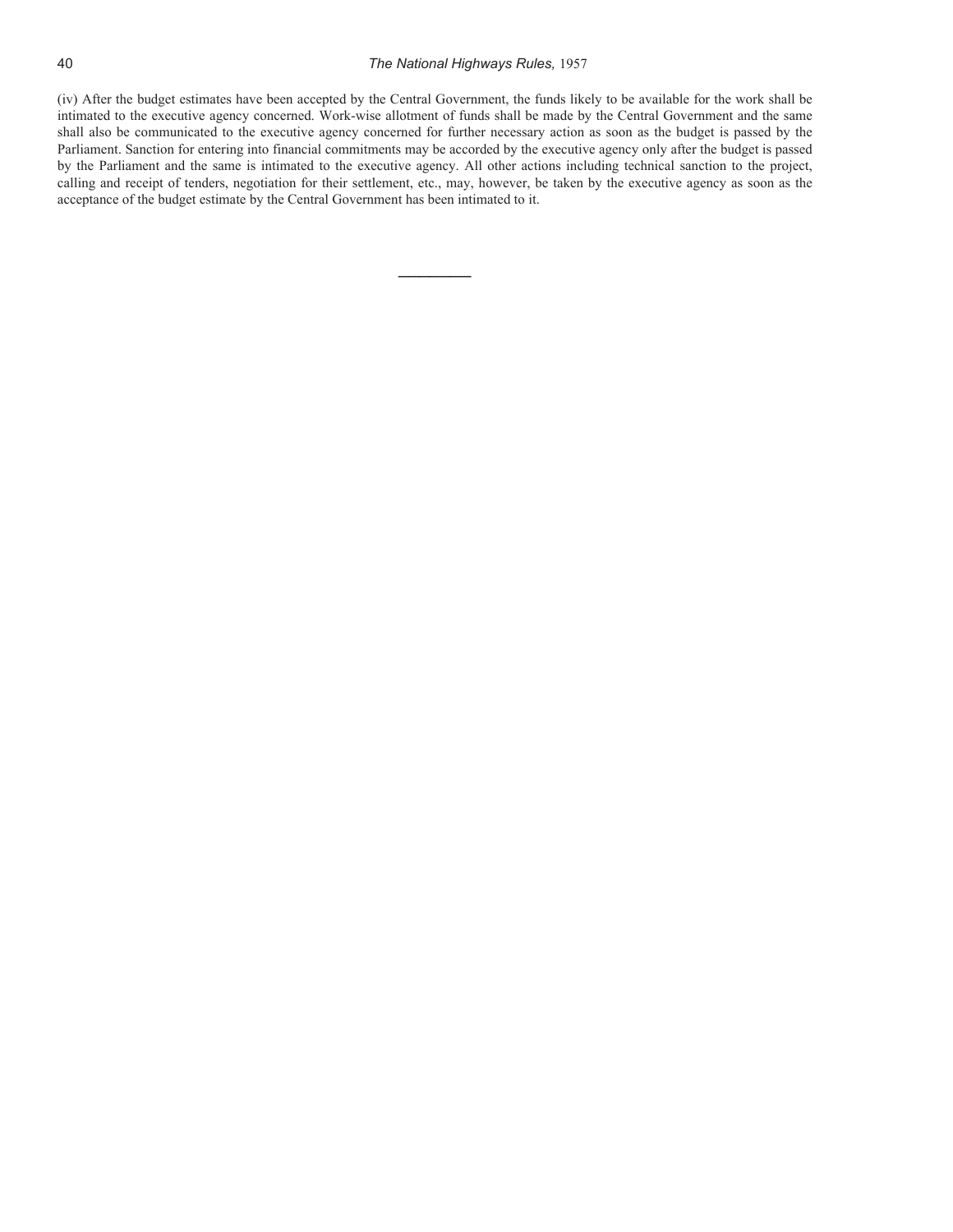(iv) After the budget estimates have been accepted by the Central Government, the funds likely to be available for the work shall be intimated to the executive agency concerned. Work-wise allotment of funds shall be made by the Central Government and the same shall also be communicated to the executive agency concerned for further necessary action as soon as the budget is passed by the Parliament. Sanction for entering into financial commitments may be accorded by the executive agency only after the budget is passed by the Parliament and the same is intimated to the executive agency. All other actions including technical sanction to the project, calling and receipt of tenders, negotiation for their settlement, etc., may, however, be taken by the executive agency as soon as the acceptance of the budget estimate by the Central Government has been intimated to it.

---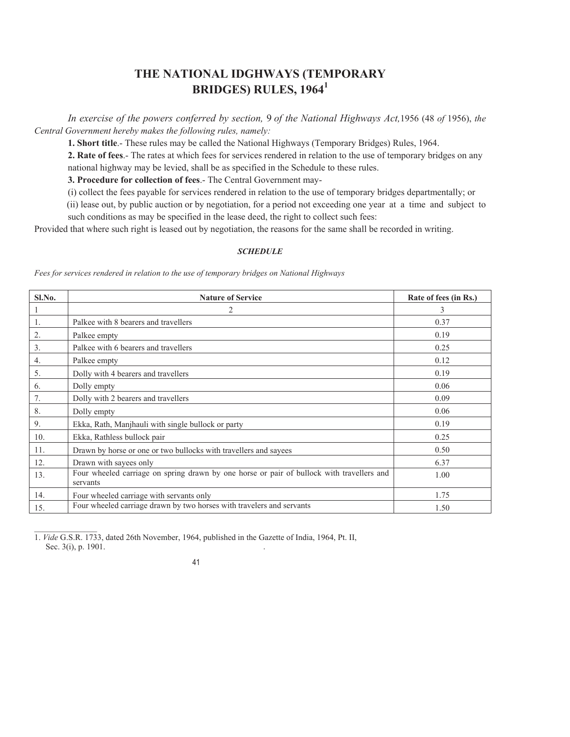# THE NATIONAL IDGHWAYS (TEMPORARY BRIDGES) RULES, 1964[1]

*In exercise of the powers conferred by section,* 9 *of the National Highways Act,*1956 (48 *of* 1956), *the Central Government hereby makes the following rules, namely:*

**1. Short title**.- These rules may be called the National Highways (Temporary Bridges) Rules, 1964.

**2. Rate of fees**.- The rates at which fees for services rendered in relation to the use of temporary bridges on any national highway may be levied, shall be as specified in the Schedule to these rules.

**3. Procedure for collection of fees**.- The Central Government may-

(i) collect the fees payable for services rendered in relation to the use of temporary bridges departmentally; or

(ii) lease out, by public auction or by negotiation, for a period not exceeding one year at a time and subject to such conditions as may be specified in the lease deed, the right to collect such fees:

Provided that where such right is leased out by negotiation, the reasons for the same shall be recorded in writing.

***SCHEDULE***

*Fees for services rendered in relation to the use of temporary bridges on National Highways*

| Sl.No. | Nature of Service | Rate of fees (in Rs.) |
|---|---|---|
| 1 | 2 | 3 |
| 1. | Palkee with 8 bearers and travellers | 0.37 |
| 2. | Palkee empty | 0.19 |
| 3. | Palkee with 6 bearers and travellers | 0.25 |
| 4. | Palkee empty | 0.12 |
| 5. | Dolly with 4 bearers and travellers | 0.19 |
| 6. | Dolly empty | 0.06 |
| 7. | Dolly with 2 bearers and travellers | 0.09 |
| 8. | Dolly empty | 0.06 |
| 9. | Ekka, Rath, Manjhauli with single bullock or party | 0.19 |
| 10. | Ekka, Rathless bullock pair | 0.25 |
| 11. | Drawn by horse or one or two bullocks with travellers and sayees | 0.50 |
| 12. | Drawn with sayees only | 6.37 |
| 13. | Four wheeled carriage on spring drawn by one horse or pair of bullock with travellers and servants | 1.00 |
| 14. | Four wheeled carriage with servants only | 1.75 |
| 15. | Four wheeled carriage drawn by two horses with travelers and servants | 1.50 |

1. *Vide* G.S.R. 1733, dated 26th November, 1964, published in the Gazette of India, 1964, Pt. II, Sec. 3(i), p. 1901.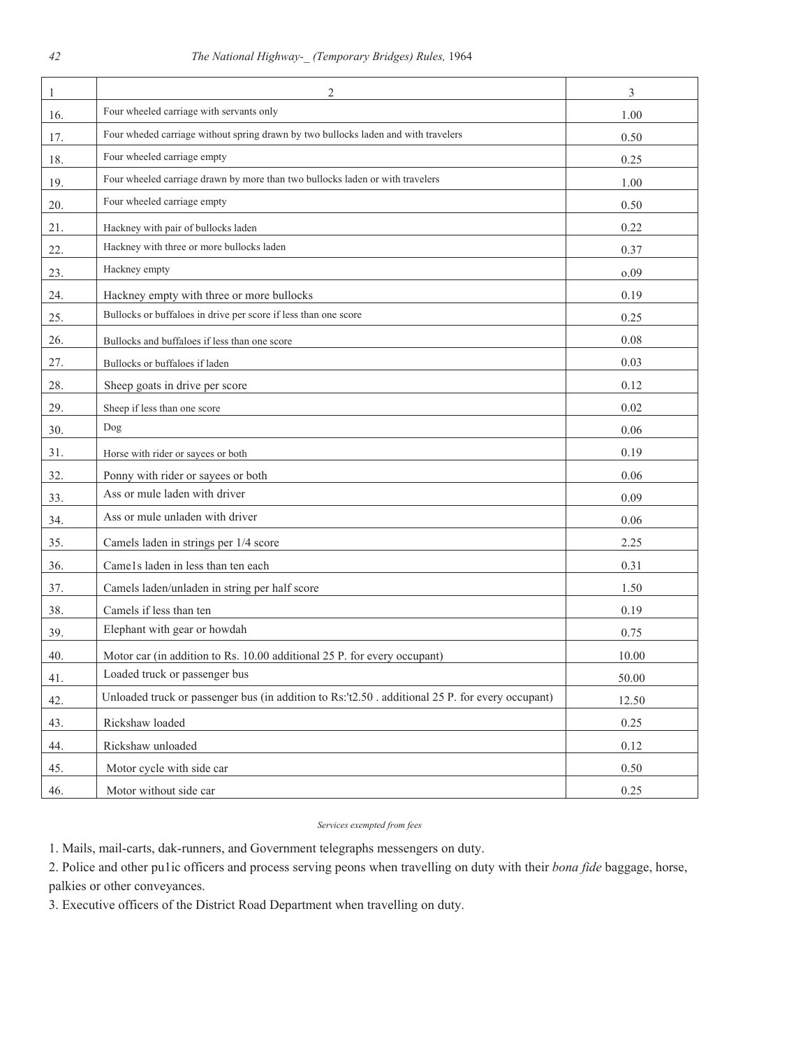| 1 | 2 | 3 |
|---|---|---|
| 16. | Four wheeled carriage with servants only | 1.00 |
| 17. | Four wheded carriage without spring drawn by two bullocks laden and with travelers | 0.50 |
| 18. | Four wheeled carriage empty | 0.25 |
| 19. | Four wheeled carriage drawn by more than two bullocks laden or with travelers | 1.00 |
| 20. | Four wheeled carriage empty | 0.50 |
| 21. | Hackney with pair of bullocks laden | 0.22 |
| 22. | Hackney with three or more bullocks laden | 0.37 |
| 23. | Hackney empty | o.09 |
| 24. | Hackney empty with three or more bullocks | 0.19 |
| 25. | Bullocks or buffaloes in drive per score if less than one score | 0.25 |
| 26. | Bullocks and buffaloes if less than one score | 0.08 |
| 27. | Bullocks or buffaloes if laden | 0.03 |
| 28. | Sheep goats in drive per score | 0.12 |
| 29. | Sheep if less than one score | 0.02 |
| 30. | Dog | 0.06 |
| 31. | Horse with rider or sayees or both | 0.19 |
| 32. | Ponny with rider or sayees or both | 0.06 |
| 33. | Ass or mule laden with driver | 0.09 |
| 34. | Ass or mule unladen with driver | 0.06 |
| 35. | Camels laden in strings per 1/4 score | 2.25 |
| 36. | Came1s laden in less than ten each | 0.31 |
| 37. | Camels laden/unladen in string per half score | 1.50 |
| 38. | Camels if less than ten | 0.19 |
| 39. | Elephant with gear or howdah | 0.75 |
| 40. | Motor car (in addition to Rs. 10.00 additional 25 P. for every occupant) | 10.00 |
| 41. | Loaded truck or passenger bus | 50.00 |
| 42. | Unloaded truck or passenger bus (in addition to Rs:'t2.50 . additional 25 P. for every occupant) | 12.50 |
| 43. | Rickshaw loaded | 0.25 |
| 44. | Rickshaw unloaded | 0.12 |
| 45. | Motor cycle with side car | 0.50 |
| 46. | Motor without side car | 0.25 |

*Services exempted from fees*

1. Mails, mail-carts, dak-runners, and Government telegraphs messengers on duty.
2. Police and other pu1ic officers and process serving peons when travelling on duty with their *bona fide* baggage, horse, palkies or other conveyances.
3. Executive officers of the District Road Department when travelling on duty.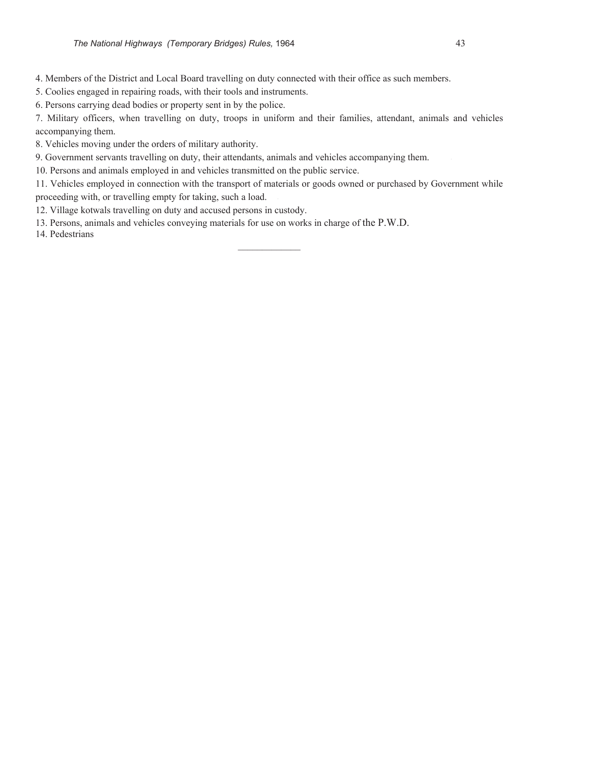4. Members of the District and Local Board travelling on duty connected with their office as such members.

5. Coolies engaged in repairing roads, with their tools and instruments.

6. Persons carrying dead bodies or property sent in by the police.

7. Military officers, when travelling on duty, troops in uniform and their families, attendant, animals and vehicles accompanying them.

8. Vehicles moving under the orders of military authority.

9. Government servants travelling on duty, their attendants, animals and vehicles accompanying them.

10. Persons and animals employed in and vehicles transmitted on the public service.

11. Vehicles employed in connection with the transport of materials or goods owned or purchased by Government while proceeding with, or travelling empty for taking, such a load.

12. Village kotwals travelling on duty and accused persons in custody.

13. Persons, animals and vehicles conveying materials for use on works in charge of the P.W.D.

14. Pedestrians

---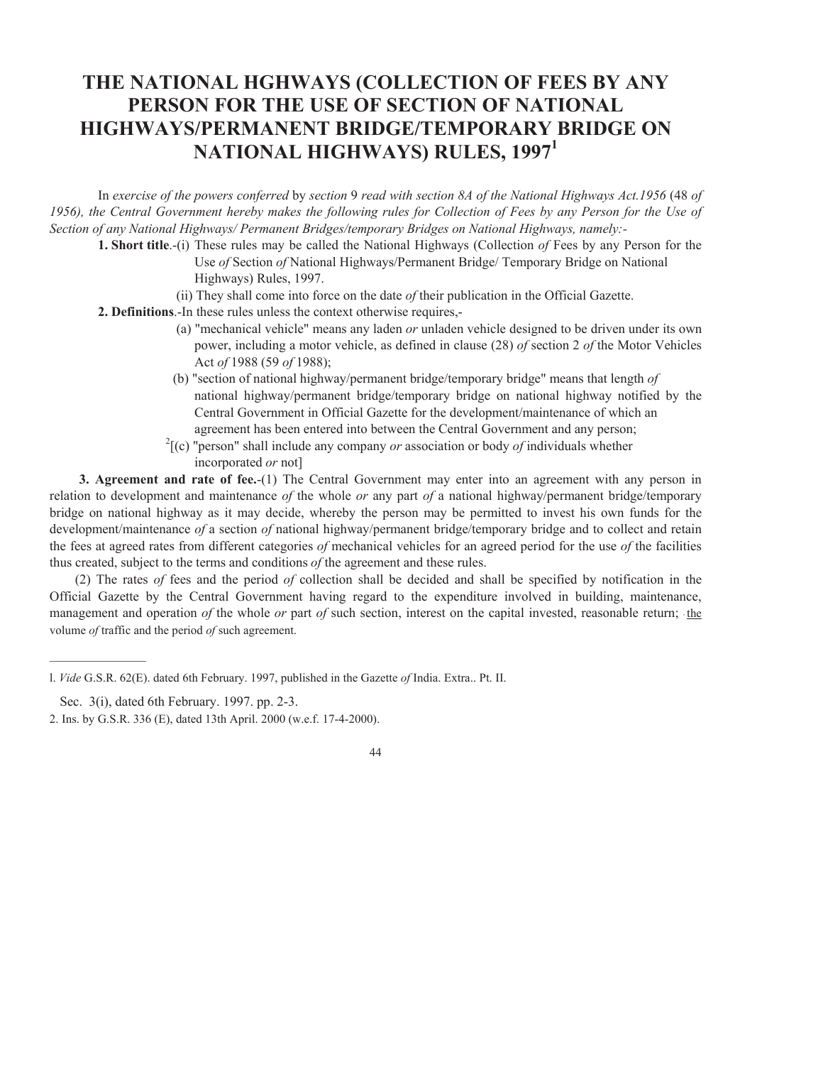# THE NATIONAL HGHWAYS (COLLECTION OF FEES BY ANY PERSON FOR THE USE OF SECTION OF NATIONAL HIGHWAYS/PERMANENT BRIDGE/TEMPORARY BRIDGE ON NATIONAL HIGHWAYS) RULES, 1997[1]

In *exercise of the powers conferred* by *section* 9 *read with section 8A of the National Highways Act.1956* (48 *of 1956), the Central Government hereby makes the following rules for Collection of Fees by any Person for the Use of Section of any National Highways/ Permanent Bridges/temporary Bridges on National Highways, namely:-*

**1. Short title**.-(i) These rules may be called the National Highways (Collection *of* Fees by any Person for the Use *of* Section *of* National Highways/Permanent Bridge/ Temporary Bridge on National Highways) Rules, 1997.

(ii) They shall come into force on the date *of* their publication in the Official Gazette.

**2. Definitions**.-In these rules unless the context otherwise requires,-

(a) "mechanical vehicle" means any laden *or* unladen vehicle designed to be driven under its own power, including a motor vehicle, as defined in clause (28) *of* section 2 *of* the Motor Vehicles Act *of* 1988 (59 *of* 1988);

(b) "section of national highway/permanent bridge/temporary bridge" means that length *of* national highway/permanent bridge/temporary bridge on national highway notified by the Central Government in Official Gazette for the development/maintenance of which an agreement has been entered into between the Central Government and any person;

[2][(c) "person" shall include any company *or* association or body *of* individuals whether incorporated *or* not]

**3. Agreement and rate of fee.**-(1) The Central Government may enter into an agreement with any person in relation to development and maintenance *of* the whole *or* any part *of* a national highway/permanent bridge/temporary bridge on national highway as it may decide, whereby the person may be permitted to invest his own funds for the development/maintenance *of* a section *of* national highway/permanent bridge/temporary bridge and to collect and retain the fees at agreed rates from different categories *of* mechanical vehicles for an agreed period for the use *of* the facilities thus created, subject to the terms and conditions *of* the agreement and these rules.

(2) The rates *of* fees and the period *of* collection shall be decided and shall be specified by notification in the Official Gazette by the Central Government having regard to the expenditure involved in building, maintenance, management and operation *of* the whole *or* part *of* such section, interest on the capital invested, reasonable return; the volume *of* traffic and the period *of* such agreement.

---

1. *Vide* G.S.R. 62(E). dated 6th February. 1997, published in the Gazette *of* India. Extra.. Pt. II. Sec. 3(i), dated 6th February. 1997. pp. 2-3.

2. Ins. by G.S.R. 336 (E), dated 13th April. 2000 (w.e.f. 17-4-2000).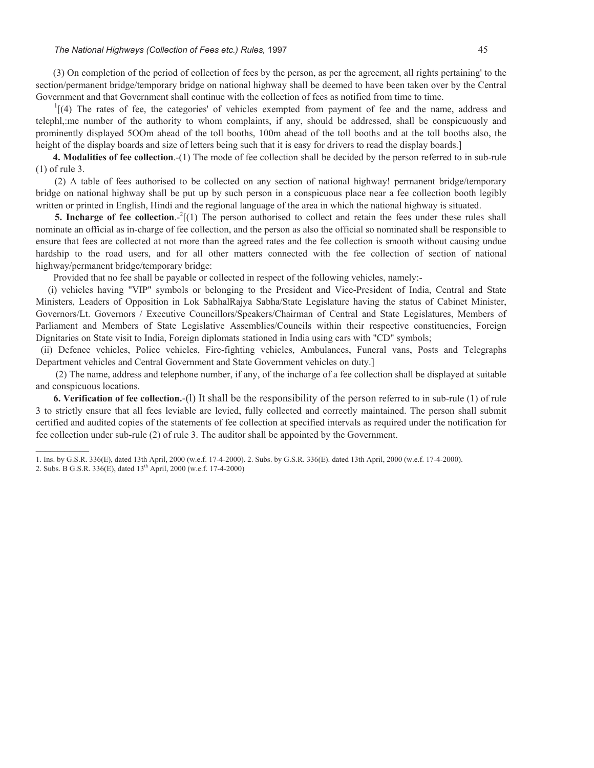(3) On completion of the period of collection of fees by the person, as per the agreement, all rights pertaining' to the section/permanent bridge/temporary bridge on national highway shall be deemed to have been taken over by the Central Government and that Government shall continue with the collection of fees as notified from time to time.

[1][(4) The rates of fee, the categories' of vehicles exempted from payment of fee and the name, address and telephl,:me number of the authority to whom complaints, if any, should be addressed, shall be conspicuously and prominently displayed 5OOm ahead of the toll booths, 100m ahead of the toll booths and at the toll booths also, the height of the display boards and size of letters being such that it is easy for drivers to read the display boards.]

**4. Modalities of fee collection**.-(1) The mode of fee collection shall be decided by the person referred to in sub-rule (1) of rule 3.

(2) A table of fees authorised to be collected on any section of national highway! permanent bridge/temporary bridge on national highway shall be put up by such person in a conspicuous place near a fee collection booth legibly written or printed in English, Hindi and the regional language of the area in which the national highway is situated.

**5. Incharge of fee collection**.-[2][(1) The person authorised to collect and retain the fees under these rules shall nominate an official as in-charge of fee collection, and the person as also the official so nominated shall be responsible to ensure that fees are collected at not more than the agreed rates and the fee collection is smooth without causing undue hardship to the road users, and for all other matters connected with the fee collection of section of national highway/permanent bridge/temporary bridge:

Provided that no fee shall be payable or collected in respect of the following vehicles, namely:-

(i) vehicles having "VIP" symbols or belonging to the President and Vice-President of India, Central and State Ministers, Leaders of Opposition in Lok SabhalRajya Sabha/State Legislature having the status of Cabinet Minister, Governors/Lt. Governors / Executive Councillors/Speakers/Chairman of Central and State Legislatures, Members of Parliament and Members of State Legislative Assemblies/Councils within their respective constituencies, Foreign Dignitaries on State visit to India, Foreign diplomats stationed in India using cars with "CD" symbols;

(ii) Defence vehicles, Police vehicles, Fire-fighting vehicles, Ambulances, Funeral vans, Posts and Telegraphs Department vehicles and Central Government and State Government vehicles on duty.]

(2) The name, address and telephone number, if any, of the incharge of a fee collection shall be displayed at suitable and conspicuous locations.

**6. Verification of fee collection.**-(l) It shall be the responsibility of the person referred to in sub-rule (1) of rule 3 to strictly ensure that all fees leviable are levied, fully collected and correctly maintained. The person shall submit certified and audited copies of the statements of fee collection at specified intervals as required under the notification for fee collection under sub-rule (2) of rule 3. The auditor shall be appointed by the Government.

---

1. Ins. by G.S.R. 336(E), dated 13th April, 2000 (w.e.f. 17-4-2000). 2. Subs. by G.S.R. 336(E). dated 13th April, 2000 (w.e.f. 17-4-2000).
2. Subs. B G.S.R. 336(E), dated 13th April, 2000 (w.e.f. 17-4-2000)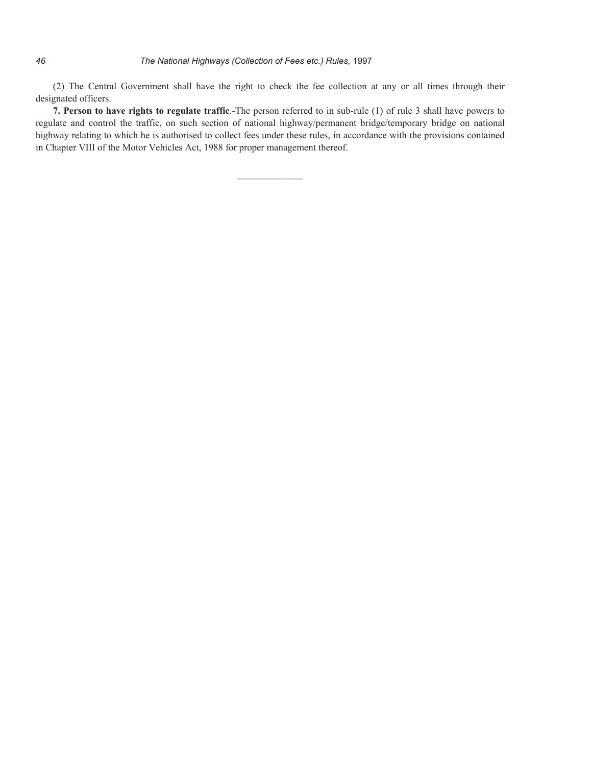(2) The Central Government shall have the right to check the fee collection at any or all times through their designated officers.

**7. Person to have rights to regulate traffic**.-The person referred to in sub-rule (1) of rule 3 shall have powers to regulate and control the traffic, on such section of national highway/permanent bridge/temporary bridge on national highway relating to which he is authorised to collect fees under these rules, in accordance with the provisions contained in Chapter VIII of the Motor Vehicles Act, 1988 for proper management thereof.

---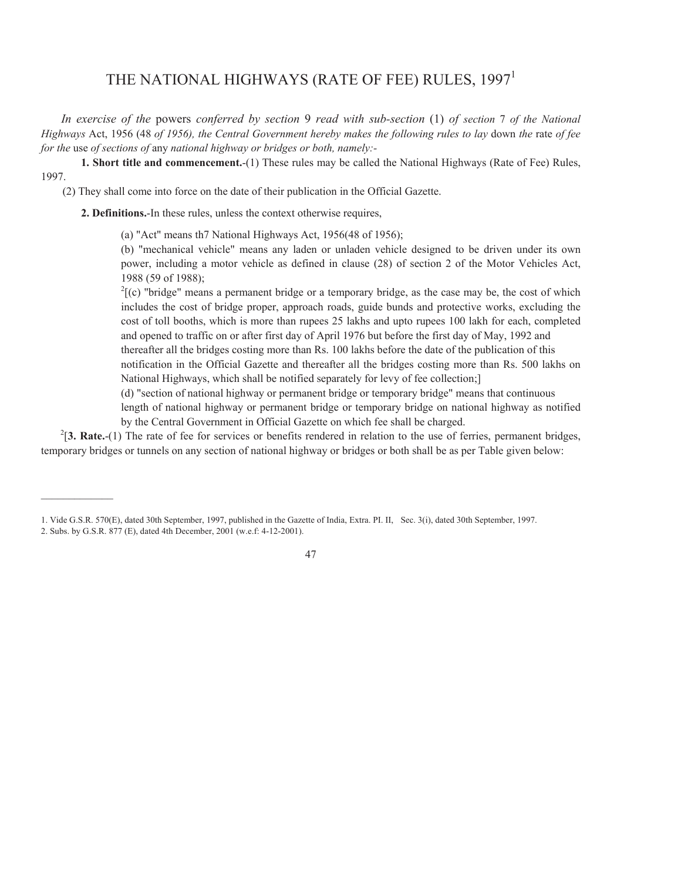# THE NATIONAL HIGHWAYS (RATE OF FEE) RULES, 1997[1]

*In exercise of the* powers *conferred by section* 9 *read with sub-section* (1) *of section* 7 *of the National Highways* Act, 1956 (48 *of 1956), the Central Government hereby makes the following rules to lay* down *the* rate *of fee for the* use *of sections of* any *national highway or bridges or both, namely:-*

**1. Short title and commencement.**-(1) These rules may be called the National Highways (Rate of Fee) Rules, 1997.

(2) They shall come into force on the date of their publication in the Official Gazette.

**2. Definitions.**-In these rules, unless the context otherwise requires,

(a) "Act" means th7 National Highways Act, 1956(48 of 1956);

(b) "mechanical vehicle" means any laden or unladen vehicle designed to be driven under its own power, including a motor vehicle as defined in clause (28) of section 2 of the Motor Vehicles Act, 1988 (59 of 1988);

[2][(c) "bridge" means a permanent bridge or a temporary bridge, as the case may be, the cost of which includes the cost of bridge proper, approach roads, guide bunds and protective works, excluding the cost of toll booths, which is more than rupees 25 lakhs and upto rupees 100 lakh for each, completed and opened to traffic on or after first day of April 1976 but before the first day of May, 1992 and thereafter all the bridges costing more than Rs. 100 lakhs before the date of the publication of this notification in the Official Gazette and thereafter all the bridges costing more than Rs. 500 lakhs on National Highways, which shall be notified separately for levy of fee collection;]

(d) "section of national highway or permanent bridge or temporary bridge" means that continuous length of national highway or permanent bridge or temporary bridge on national highway as notified by the Central Government in Official Gazette on which fee shall be charged.

[2][**3. Rate.**-(1) The rate of fee for services or benefits rendered in relation to the use of ferries, permanent bridges, temporary bridges or tunnels on any section of national highway or bridges or both shall be as per Table given below:

---

1. Vide G.S.R. 570(E), dated 30th September, 1997, published in the Gazette of India, Extra. PI. II, Sec. 3(i), dated 30th September, 1997.
2. Subs. by G.S.R. 877 (E), dated 4th December, 2001 (w.e.f: 4-12-2001).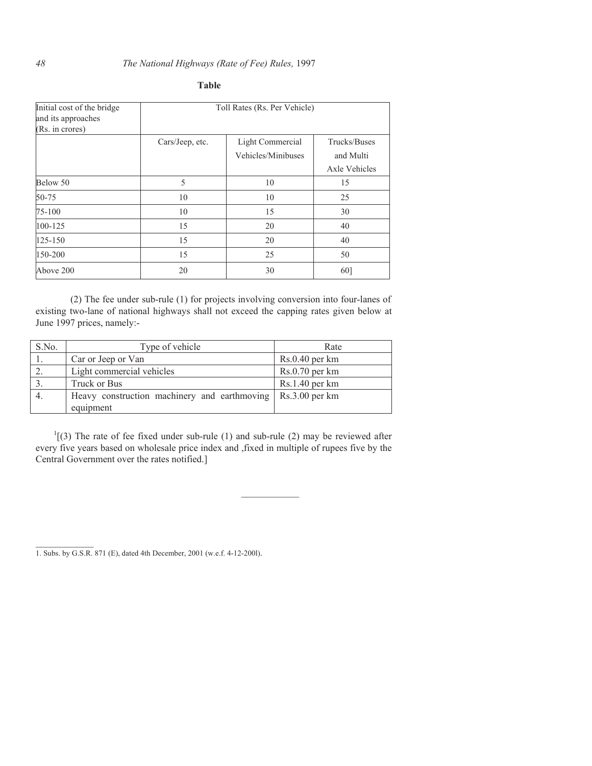**Table**

| Initial cost of the bridge and its approaches (Rs. in crores) | Toll Rates (Rs. Per Vehicle) | | |
|---|---|---|---|
| | Cars/Jeep, etc. | Light Commercial Vehicles/Minibuses | Trucks/Buses and Multi Axle Vehicles |
| Below 50 | 5 | 10 | 15 |
| 50-75 | 10 | 10 | 25 |
| 75-100 | 10 | 15 | 30 |
| 100-125 | 15 | 20 | 40 |
| 125-150 | 15 | 20 | 40 |
| 150-200 | 15 | 25 | 50 |
| Above 200 | 20 | 30 | 60] |

(2) The fee under sub-rule (1) for projects involving conversion into four-lanes of existing two-lane of national highways shall not exceed the capping rates given below at June 1997 prices, namely:-

| S.No. | Type of vehicle | Rate |
|---|---|---|
| 1. | Car or Jeep or Van | Rs.0.40 per km |
| 2. | Light commercial vehicles | Rs.0.70 per km |
| 3. | Truck or Bus | Rs.1.40 per km |
| 4. | Heavy construction machinery and earthmoving equipment | Rs.3.00 per km |

[1][(3) The rate of fee fixed under sub-rule (1) and sub-rule (2) may be reviewed after every five years based on wholesale price index and ,fixed in multiple of rupees five by the Central Government over the rates notified.]

---

1. Subs. by G.S.R. 871 (E), dated 4th December, 2001 (w.e.f. 4-12-200l).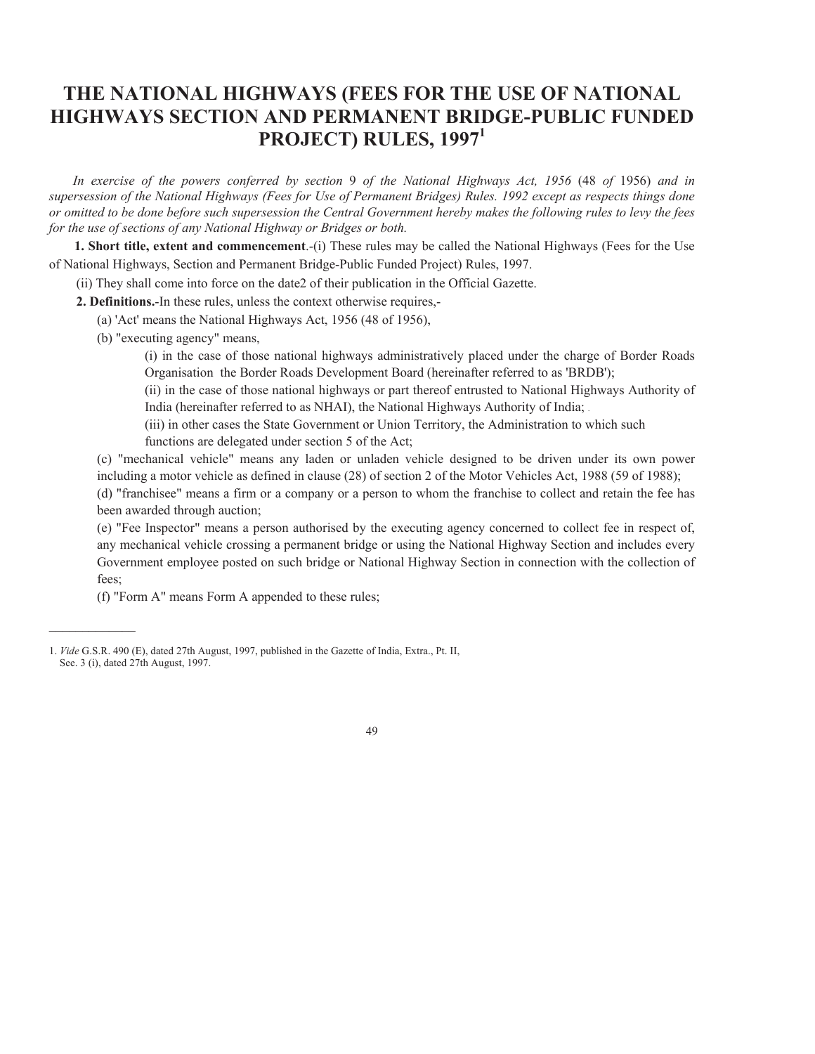# THE NATIONAL HIGHWAYS (FEES FOR THE USE OF NATIONAL HIGHWAYS SECTION AND PERMANENT BRIDGE-PUBLIC FUNDED PROJECT) RULES, 1997[1]

*In exercise of the powers conferred by section* 9 *of the National Highways Act, 1956* (48 *of* 1956) *and in supersession of the National Highways (Fees for Use of Permanent Bridges) Rules. 1992 except as respects things done or omitted to be done before such supersession the Central Government hereby makes the following rules to levy the fees for the use of sections of any National Highway or Bridges or both.*

**1. Short title, extent and commencement**.-(i) These rules may be called the National Highways (Fees for the Use of National Highways, Section and Permanent Bridge-Public Funded Project) Rules, 1997.

(ii) They shall come into force on the date2 of their publication in the Official Gazette.

**2. Definitions.**-In these rules, unless the context otherwise requires,-

(a) 'Act' means the National Highways Act, 1956 (48 of 1956),

(b) "executing agency" means,

(i) in the case of those national highways administratively placed under the charge of Border Roads Organisation the Border Roads Development Board (hereinafter referred to as 'BRDB');

(ii) in the case of those national highways or part thereof entrusted to National Highways Authority of India (hereinafter referred to as NHAI), the National Highways Authority of India;

(iii) in other cases the State Government or Union Territory, the Administration to which such functions are delegated under section 5 of the Act;

(c) "mechanical vehicle" means any laden or unladen vehicle designed to be driven under its own power including a motor vehicle as defined in clause (28) of section 2 of the Motor Vehicles Act, 1988 (59 of 1988);

(d) "franchisee" means a firm or a company or a person to whom the franchise to collect and retain the fee has been awarded through auction;

(e) "Fee Inspector" means a person authorised by the executing agency concerned to collect fee in respect of, any mechanical vehicle crossing a permanent bridge or using the National Highway Section and includes every Government employee posted on such bridge or National Highway Section in connection with the collection of fees;

(f) "Form A" means Form A appended to these rules;

---

1. *Vide* G.S.R. 490 (E), dated 27th August, 1997, published in the Gazette of India, Extra., Pt. II, See. 3 (i), dated 27th August, 1997.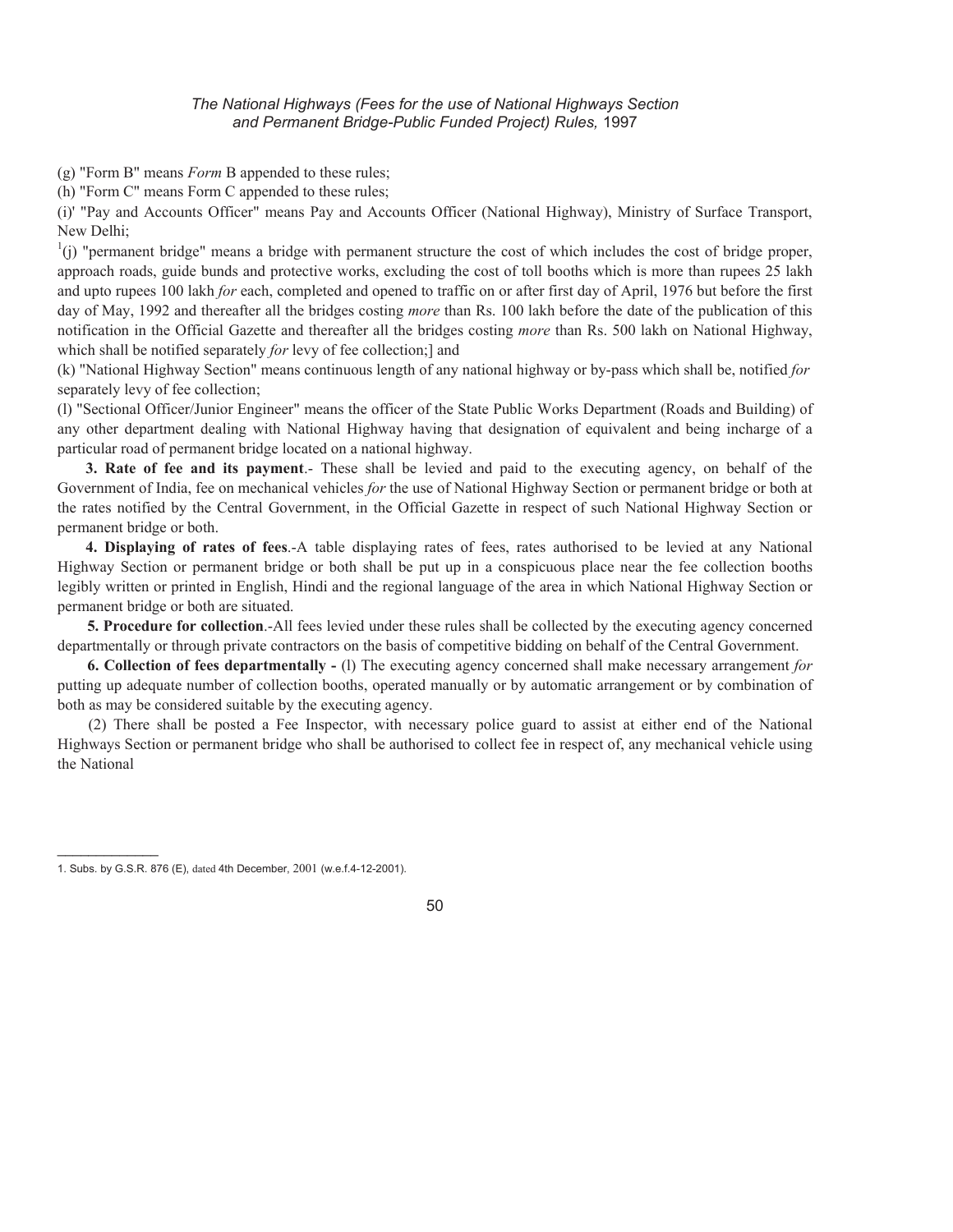(g) "Form B" means *Form* B appended to these rules;

(h) "Form C" means Form C appended to these rules;

(i)' "Pay and Accounts Officer" means Pay and Accounts Officer (National Highway), Ministry of Surface Transport, New Delhi;

[1](j) "permanent bridge" means a bridge with permanent structure the cost of which includes the cost of bridge proper, approach roads, guide bunds and protective works, excluding the cost of toll booths which is more than rupees 25 lakh and upto rupees 100 lakh *for* each, completed and opened to traffic on or after first day of April, 1976 but before the first day of May, 1992 and thereafter all the bridges costing *more* than Rs. 100 lakh before the date of the publication of this notification in the Official Gazette and thereafter all the bridges costing *more* than Rs. 500 lakh on National Highway, which shall be notified separately *for* levy of fee collection;] and

(k) "National Highway Section" means continuous length of any national highway or by-pass which shall be, notified *for* separately levy of fee collection;

(l) "Sectional Officer/Junior Engineer" means the officer of the State Public Works Department (Roads and Building) of any other department dealing with National Highway having that designation of equivalent and being incharge of a particular road of permanent bridge located on a national highway.

**3. Rate of fee and its payment**.- These shall be levied and paid to the executing agency, on behalf of the Government of India, fee on mechanical vehicles *for* the use of National Highway Section or permanent bridge or both at the rates notified by the Central Government, in the Official Gazette in respect of such National Highway Section or permanent bridge or both.

**4. Displaying of rates of fees**.-A table displaying rates of fees, rates authorised to be levied at any National Highway Section or permanent bridge or both shall be put up in a conspicuous place near the fee collection booths legibly written or printed in English, Hindi and the regional language of the area in which National Highway Section or permanent bridge or both are situated.

**5. Procedure for collection**.-All fees levied under these rules shall be collected by the executing agency concerned departmentally or through private contractors on the basis of competitive bidding on behalf of the Central Government.

**6. Collection of fees departmentally -** (l) The executing agency concerned shall make necessary arrangement *for* putting up adequate number of collection booths, operated manually or by automatic arrangement or by combination of both as may be considered suitable by the executing agency.

(2) There shall be posted a Fee Inspector, with necessary police guard to assist at either end of the National Highways Section or permanent bridge who shall be authorised to collect fee in respect of, any mechanical vehicle using the National

---

1. Subs. by G.S.R. 876 (E), dated 4th December, 2001 (w.e.f.4-12-2001).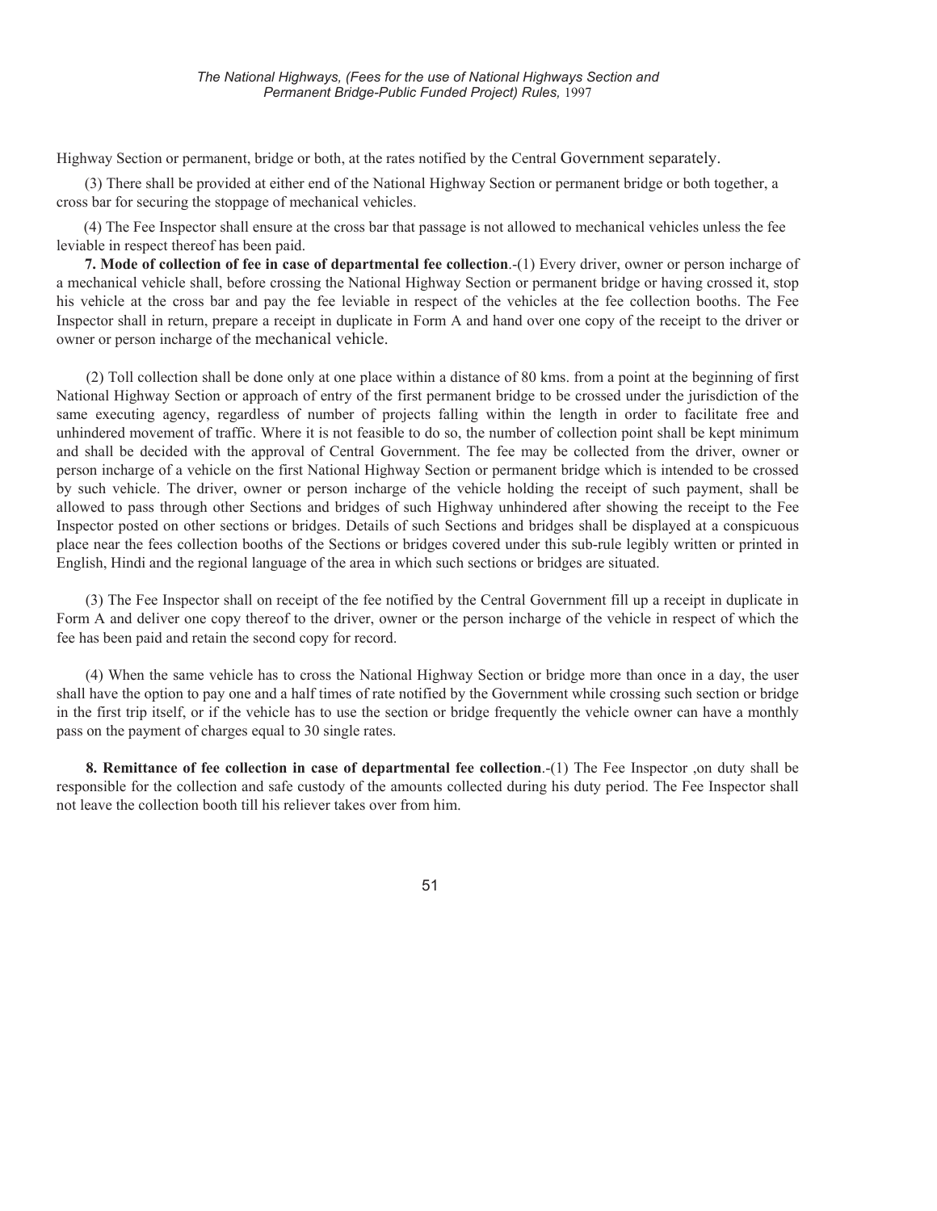Highway Section or permanent, bridge or both, at the rates notified by the Central Government separately.

(3) There shall be provided at either end of the National Highway Section or permanent bridge or both together, a cross bar for securing the stoppage of mechanical vehicles.

(4) The Fee Inspector shall ensure at the cross bar that passage is not allowed to mechanical vehicles unless the fee leviable in respect thereof has been paid.

**7. Mode of collection of fee in case of departmental fee collection**.-(1) Every driver, owner or person incharge of a mechanical vehicle shall, before crossing the National Highway Section or permanent bridge or having crossed it, stop his vehicle at the cross bar and pay the fee leviable in respect of the vehicles at the fee collection booths. The Fee Inspector shall in return, prepare a receipt in duplicate in Form A and hand over one copy of the receipt to the driver or owner or person incharge of the mechanical vehicle.

(2) Toll collection shall be done only at one place within a distance of 80 kms. from a point at the beginning of first National Highway Section or approach of entry of the first permanent bridge to be crossed under the jurisdiction of the same executing agency, regardless of number of projects falling within the length in order to facilitate free and unhindered movement of traffic. Where it is not feasible to do so, the number of collection point shall be kept minimum and shall be decided with the approval of Central Government. The fee may be collected from the driver, owner or person incharge of a vehicle on the first National Highway Section or permanent bridge which is intended to be crossed by such vehicle. The driver, owner or person incharge of the vehicle holding the receipt of such payment, shall be allowed to pass through other Sections and bridges of such Highway unhindered after showing the receipt to the Fee Inspector posted on other sections or bridges. Details of such Sections and bridges shall be displayed at a conspicuous place near the fees collection booths of the Sections or bridges covered under this sub-rule legibly written or printed in English, Hindi and the regional language of the area in which such sections or bridges are situated.

(3) The Fee Inspector shall on receipt of the fee notified by the Central Government fill up a receipt in duplicate in Form A and deliver one copy thereof to the driver, owner or the person incharge of the vehicle in respect of which the fee has been paid and retain the second copy for record.

(4) When the same vehicle has to cross the National Highway Section or bridge more than once in a day, the user shall have the option to pay one and a half times of rate notified by the Government while crossing such section or bridge in the first trip itself, or if the vehicle has to use the section or bridge frequently the vehicle owner can have a monthly pass on the payment of charges equal to 30 single rates.

**8. Remittance of fee collection in case of departmental fee collection**.-(1) The Fee Inspector ,on duty shall be responsible for the collection and safe custody of the amounts collected during his duty period. The Fee Inspector shall not leave the collection booth till his reliever takes over from him.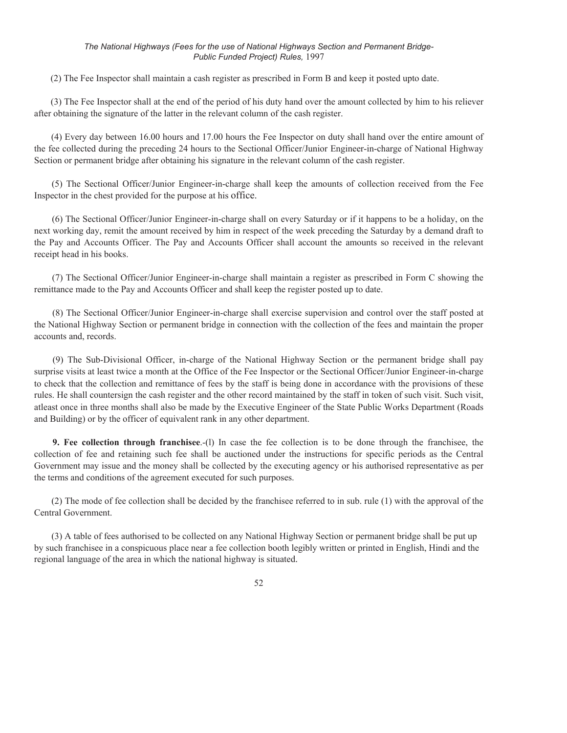(2) The Fee Inspector shall maintain a cash register as prescribed in Form B and keep it posted upto date.

(3) The Fee Inspector shall at the end of the period of his duty hand over the amount collected by him to his reliever after obtaining the signature of the latter in the relevant column of the cash register.

(4) Every day between 16.00 hours and 17.00 hours the Fee Inspector on duty shall hand over the entire amount of the fee collected during the preceding 24 hours to the Sectional Officer/Junior Engineer-in-charge of National Highway Section or permanent bridge after obtaining his signature in the relevant column of the cash register.

(5) The Sectional Officer/Junior Engineer-in-charge shall keep the amounts of collection received from the Fee Inspector in the chest provided for the purpose at his office.

(6) The Sectional Officer/Junior Engineer-in-charge shall on every Saturday or if it happens to be a holiday, on the next working day, remit the amount received by him in respect of the week preceding the Saturday by a demand draft to the Pay and Accounts Officer. The Pay and Accounts Officer shall account the amounts so received in the relevant receipt head in his books.

(7) The Sectional Officer/Junior Engineer-in-charge shall maintain a register as prescribed in Form C showing the remittance made to the Pay and Accounts Officer and shall keep the register posted up to date.

(8) The Sectional Officer/Junior Engineer-in-charge shall exercise supervision and control over the staff posted at the National Highway Section or permanent bridge in connection with the collection of the fees and maintain the proper accounts and, records.

(9) The Sub-Divisional Officer, in-charge of the National Highway Section or the permanent bridge shall pay surprise visits at least twice a month at the Office of the Fee Inspector or the Sectional Officer/Junior Engineer-in-charge to check that the collection and remittance of fees by the staff is being done in accordance with the provisions of these rules. He shall countersign the cash register and the other record maintained by the staff in token of such visit. Such visit, atleast once in three months shall also be made by the Executive Engineer of the State Public Works Department (Roads and Building) or by the officer of equivalent rank in any other department.

**9. Fee collection through franchisee**.-(l) In case the fee collection is to be done through the franchisee, the collection of fee and retaining such fee shall be auctioned under the instructions for specific periods as the Central Government may issue and the money shall be collected by the executing agency or his authorised representative as per the terms and conditions of the agreement executed for such purposes.

(2) The mode of fee collection shall be decided by the franchisee referred to in sub. rule (1) with the approval of the Central Government.

(3) A table of fees authorised to be collected on any National Highway Section or permanent bridge shall be put up by such franchisee in a conspicuous place near a fee collection booth legibly written or printed in English, Hindi and the regional language of the area in which the national highway is situated.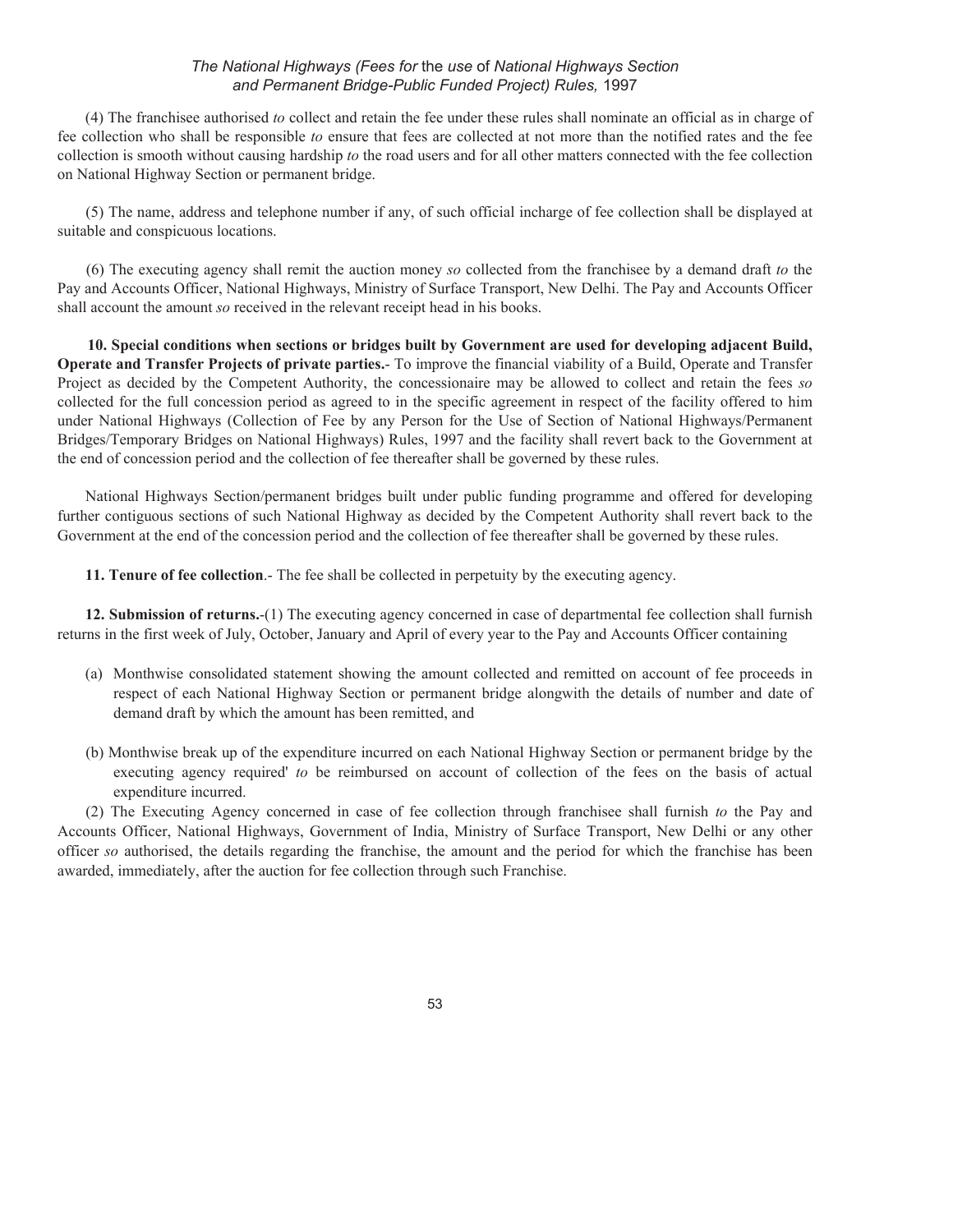(4) The franchisee authorised *to* collect and retain the fee under these rules shall nominate an official as in charge of fee collection who shall be responsible *to* ensure that fees are collected at not more than the notified rates and the fee collection is smooth without causing hardship *to* the road users and for all other matters connected with the fee collection on National Highway Section or permanent bridge.

(5) The name, address and telephone number if any, of such official incharge of fee collection shall be displayed at suitable and conspicuous locations.

(6) The executing agency shall remit the auction money *so* collected from the franchisee by a demand draft *to* the Pay and Accounts Officer, National Highways, Ministry of Surface Transport, New Delhi. The Pay and Accounts Officer shall account the amount *so* received in the relevant receipt head in his books.

**10. Special conditions when sections or bridges built by Government are used for developing adjacent Build, Operate and Transfer Projects of private parties.**- To improve the financial viability of a Build, Operate and Transfer Project as decided by the Competent Authority, the concessionaire may be allowed to collect and retain the fees *so* collected for the full concession period as agreed to in the specific agreement in respect of the facility offered to him under National Highways (Collection of Fee by any Person for the Use of Section of National Highways/Permanent Bridges/Temporary Bridges on National Highways) Rules, 1997 and the facility shall revert back to the Government at the end of concession period and the collection of fee thereafter shall be governed by these rules.

National Highways Section/permanent bridges built under public funding programme and offered for developing further contiguous sections of such National Highway as decided by the Competent Authority shall revert back to the Government at the end of the concession period and the collection of fee thereafter shall be governed by these rules.

**11. Tenure of fee collection**.- The fee shall be collected in perpetuity by the executing agency.

**12. Submission of returns.**-(1) The executing agency concerned in case of departmental fee collection shall furnish returns in the first week of July, October, January and April of every year to the Pay and Accounts Officer containing

(a) Monthwise consolidated statement showing the amount collected and remitted on account of fee proceeds in respect of each National Highway Section or permanent bridge alongwith the details of number and date of demand draft by which the amount has been remitted, and

(b) Monthwise break up of the expenditure incurred on each National Highway Section or permanent bridge by the executing agency required' *to* be reimbursed on account of collection of the fees on the basis of actual expenditure incurred.

(2) The Executing Agency concerned in case of fee collection through franchisee shall furnish *to* the Pay and Accounts Officer, National Highways, Government of India, Ministry of Surface Transport, New Delhi or any other officer *so* authorised, the details regarding the franchise, the amount and the period for which the franchise has been awarded, immediately, after the auction for fee collection through such Franchise.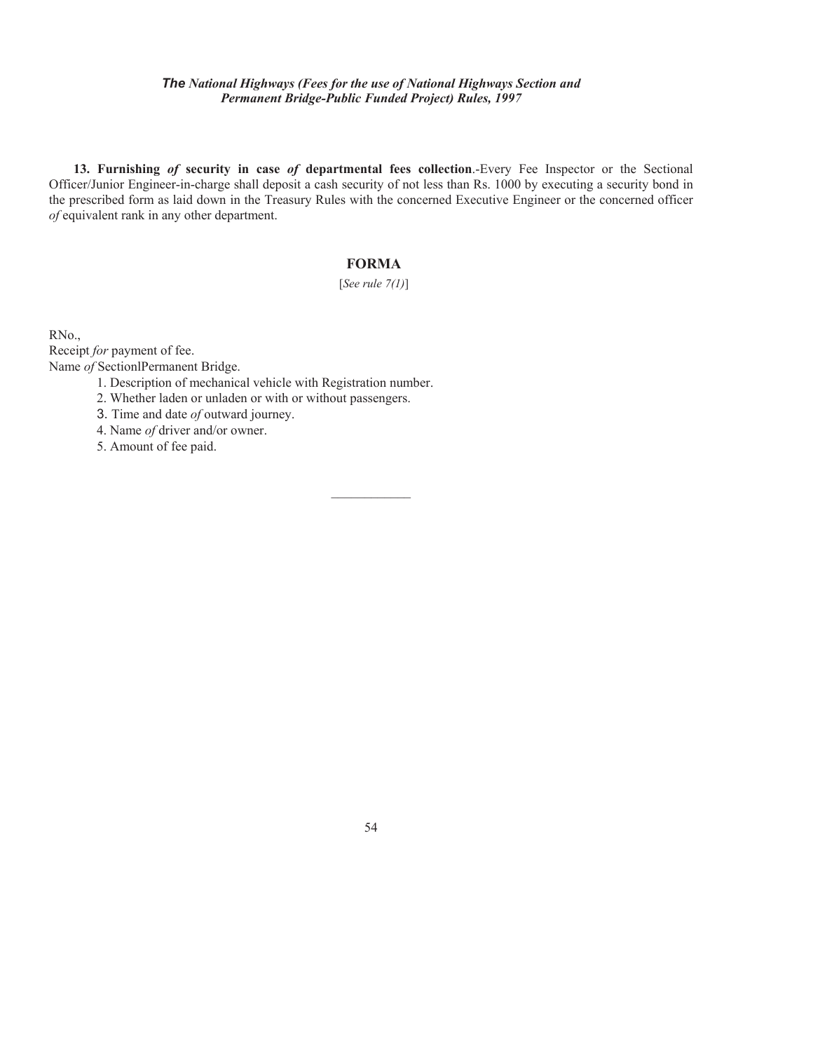**13. Furnishing *of* security in case *of* departmental fees collection**.-Every Fee Inspector or the Sectional Officer/Junior Engineer-in-charge shall deposit a cash security of not less than Rs. 1000 by executing a security bond in the prescribed form as laid down in the Treasury Rules with the concerned Executive Engineer or the concerned officer *of* equivalent rank in any other department.

## FORMA

[*See rule 7(1)*]

RNo.,
Receipt *for* payment of fee.
Name *of* SectionlPermanent Bridge.

1. Description of mechanical vehicle with Registration number.
2. Whether laden or unladen or with or without passengers.
3. Time and date *of* outward journey.
4. Name *of* driver and/or owner.
5. Amount of fee paid.

---